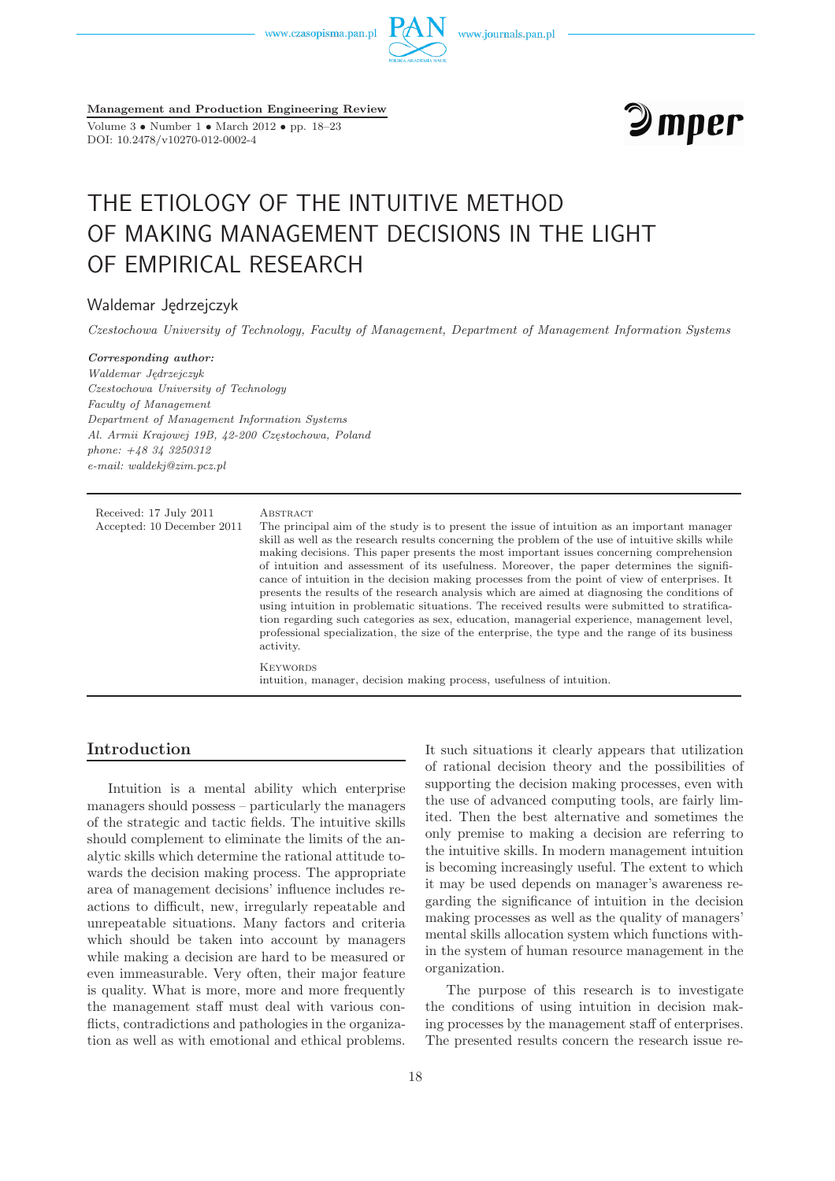Management and Production Engineering Review

Volume 3 • Number 1 • March 2012 • pp. 18–23
DOI: 10.2478/v10270-012-0002-4

# THE ETIOLOGY OF THE INTUITIVE METHOD OF MAKING MANAGEMENT DECISIONS IN THE LIGHT OF EMPIRICAL RESEARCH

Waldemar Jędrzejczyk

*Czestochowa University of Technology, Faculty of Management, Department of Management Information Systems*

***Corresponding author:***
*Waldemar Jędrzejczyk*
*Czestochowa University of Technology*
*Faculty of Management*
*Department of Management Information Systems*
*Al. Armii Krajowej 19B, 42-200 Częstochowa, Poland*
*phone: +48 34 3250312*
*e-mail: waldekj@zim.pcz.pl*

Received: 17 July 2011
Accepted: 10 December 2011

Abstract

The principal aim of the study is to present the issue of intuition as an important manager skill as well as the research results concerning the problem of the use of intuitive skills while making decisions. This paper presents the most important issues concerning comprehension of intuition and assessment of its usefulness. Moreover, the paper determines the significance of intuition in the decision making processes from the point of view of enterprises. It presents the results of the research analysis which are aimed at diagnosing the conditions of using intuition in problematic situations. The received results were submitted to stratification regarding such categories as sex, education, managerial experience, management level, professional specialization, the size of the enterprise, the type and the range of its business activity.

Keywords

intuition, manager, decision making process, usefulness of intuition.

## Introduction

Intuition is a mental ability which enterprise managers should possess – particularly the managers of the strategic and tactic fields. The intuitive skills should complement to eliminate the limits of the analytic skills which determine the rational attitude towards the decision making process. The appropriate area of management decisions' influence includes reactions to difficult, new, irregularly repeatable and unrepeatable situations. Many factors and criteria which should be taken into account by managers while making a decision are hard to be measured or even immeasurable. Very often, their major feature is quality. What is more, more and more frequently the management staff must deal with various conflicts, contradictions and pathologies in the organization as well as with emotional and ethical problems. It such situations it clearly appears that utilization of rational decision theory and the possibilities of supporting the decision making processes, even with the use of advanced computing tools, are fairly limited. Then the best alternative and sometimes the only premise to making a decision are referring to the intuitive skills. In modern management intuition is becoming increasingly useful. The extent to which it may be used depends on manager's awareness regarding the significance of intuition in the decision making processes as well as the quality of managers' mental skills allocation system which functions within the system of human resource management in the organization.

The purpose of this research is to investigate the conditions of using intuition in decision making processes by the management staff of enterprises. The presented results concern the research issue re-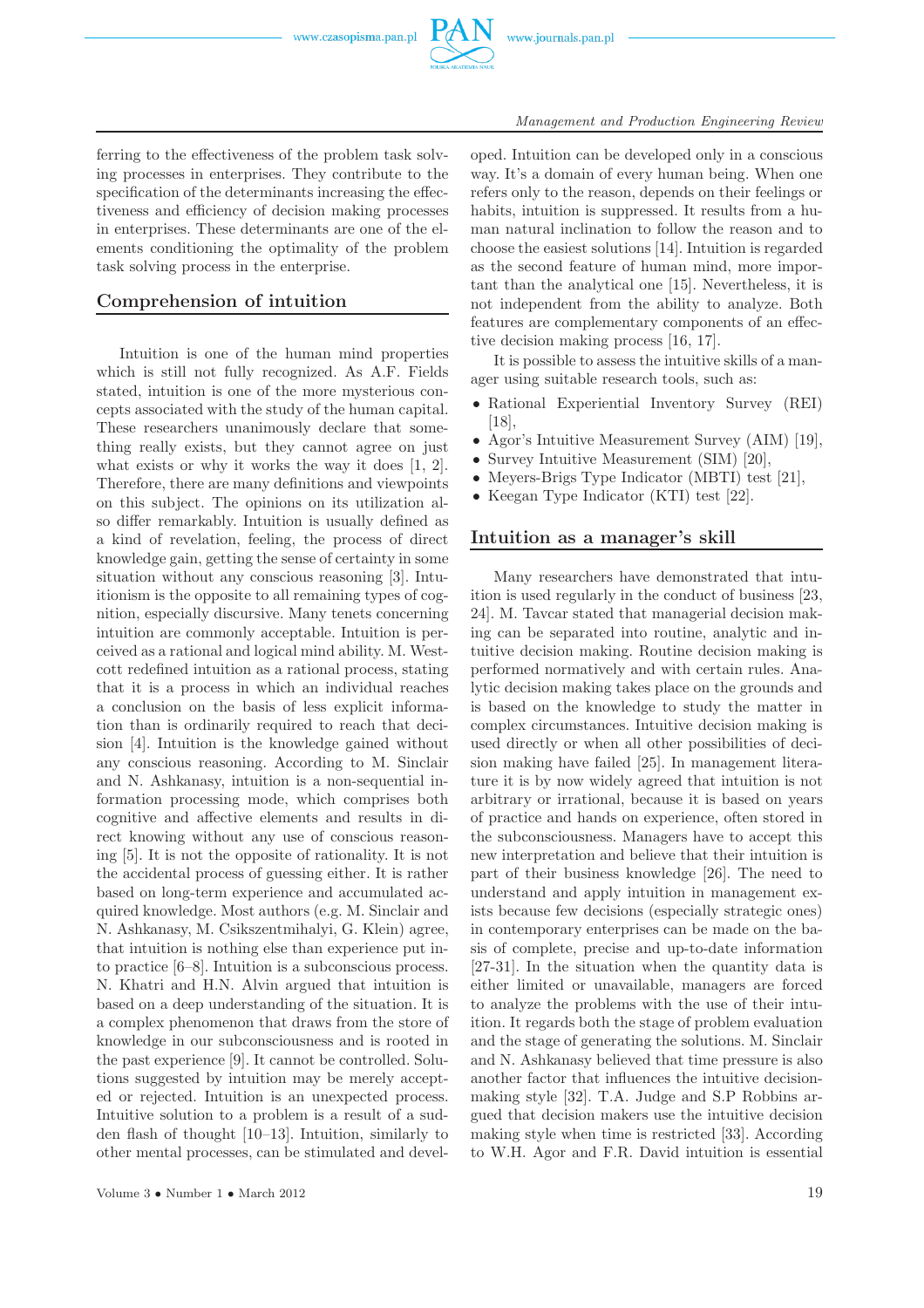ferring to the effectiveness of the problem task solving processes in enterprises. They contribute to the specification of the determinants increasing the effectiveness and efficiency of decision making processes in enterprises. These determinants are one of the elements conditioning the optimality of the problem task solving process in the enterprise.

## Comprehension of intuition

Intuition is one of the human mind properties which is still not fully recognized. As A.F. Fields stated, intuition is one of the more mysterious concepts associated with the study of the human capital. These researchers unanimously declare that something really exists, but they cannot agree on just what exists or why it works the way it does [1, 2]. Therefore, there are many definitions and viewpoints on this subject. The opinions on its utilization also differ remarkably. Intuition is usually defined as a kind of revelation, feeling, the process of direct knowledge gain, getting the sense of certainty in some situation without any conscious reasoning [3]. Intuitionism is the opposite to all remaining types of cognition, especially discursive. Many tenets concerning intuition are commonly acceptable. Intuition is perceived as a rational and logical mind ability. M. Westcott redefined intuition as a rational process, stating that it is a process in which an individual reaches a conclusion on the basis of less explicit information than is ordinarily required to reach that decision [4]. Intuition is the knowledge gained without any conscious reasoning. According to M. Sinclair and N. Ashkanasy, intuition is a non-sequential information processing mode, which comprises both cognitive and affective elements and results in direct knowing without any use of conscious reasoning [5]. It is not the opposite of rationality. It is not the accidental process of guessing either. It is rather based on long-term experience and accumulated acquired knowledge. Most authors (e.g. M. Sinclair and N. Ashkanasy, M. Csikszentmihalyi, G. Klein) agree, that intuition is nothing else than experience put into practice [6–8]. Intuition is a subconscious process. N. Khatri and H.N. Alvin argued that intuition is based on a deep understanding of the situation. It is a complex phenomenon that draws from the store of knowledge in our subconsciousness and is rooted in the past experience [9]. It cannot be controlled. Solutions suggested by intuition may be merely accepted or rejected. Intuition is an unexpected process. Intuitive solution to a problem is a result of a sudden flash of thought [10–13]. Intuition, similarly to other mental processes, can be stimulated and developed. Intuition can be developed only in a conscious way. It's a domain of every human being. When one refers only to the reason, depends on their feelings or habits, intuition is suppressed. It results from a human natural inclination to follow the reason and to choose the easiest solutions [14]. Intuition is regarded as the second feature of human mind, more important than the analytical one [15]. Nevertheless, it is not independent from the ability to analyze. Both features are complementary components of an effective decision making process [16, 17].

It is possible to assess the intuitive skills of a manager using suitable research tools, such as:

- Rational Experiential Inventory Survey (REI) [18],
- Agor's Intuitive Measurement Survey (AIM) [19],
- Survey Intuitive Measurement (SIM) [20],
- Meyers-Brigs Type Indicator (MBTI) test [21],
- Keegan Type Indicator (KTI) test [22].

## Intuition as a manager's skill

Many researchers have demonstrated that intuition is used regularly in the conduct of business [23, 24]. M. Tavcar stated that managerial decision making can be separated into routine, analytic and intuitive decision making. Routine decision making is performed normatively and with certain rules. Analytic decision making takes place on the grounds and is based on the knowledge to study the matter in complex circumstances. Intuitive decision making is used directly or when all other possibilities of decision making have failed [25]. In management literature it is by now widely agreed that intuition is not arbitrary or irrational, because it is based on years of practice and hands on experience, often stored in the subconsciousness. Managers have to accept this new interpretation and believe that their intuition is part of their business knowledge [26]. The need to understand and apply intuition in management exists because few decisions (especially strategic ones) in contemporary enterprises can be made on the basis of complete, precise and up-to-date information [27-31]. In the situation when the quantity data is either limited or unavailable, managers are forced to analyze the problems with the use of their intuition. It regards both the stage of problem evaluation and the stage of generating the solutions. M. Sinclair and N. Ashkanasy believed that time pressure is also another factor that influences the intuitive decision-making style [32]. T.A. Judge and S.P Robbins argued that decision makers use the intuitive decision making style when time is restricted [33]. According to W.H. Agor and F.R. David intuition is essential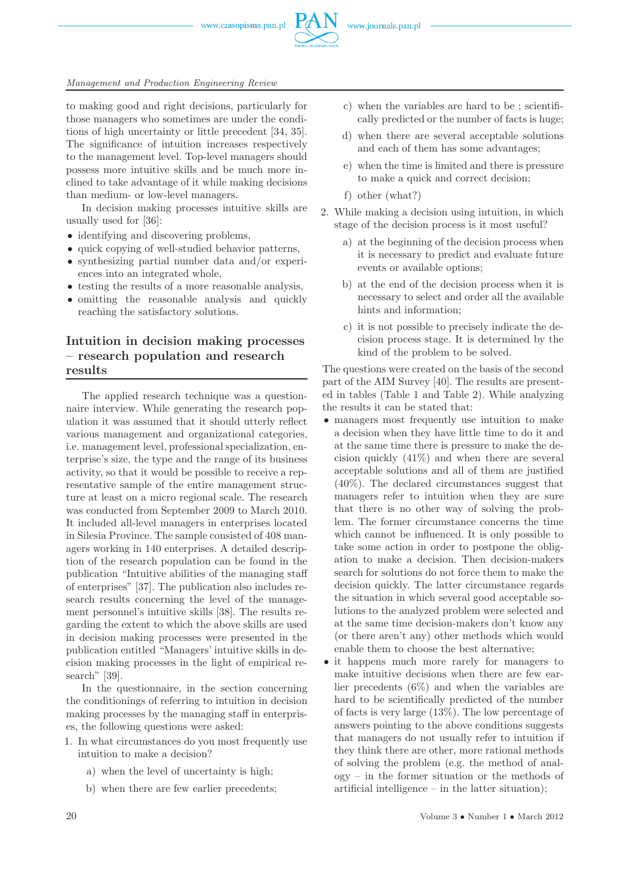to making good and right decisions, particularly for those managers who sometimes are under the conditions of high uncertainty or little precedent [34, 35]. The significance of intuition increases respectively to the management level. Top-level managers should possess more intuitive skills and be much more inclined to take advantage of it while making decisions than medium- or low-level managers.

In decision making processes intuitive skills are usually used for [36]:

- identifying and discovering problems,
- quick copying of well-studied behavior patterns,
- synthesizing partial number data and/or experiences into an integrated whole,
- testing the results of a more reasonable analysis,
- omitting the reasonable analysis and quickly reaching the satisfactory solutions.

## Intuition in decision making processes – research population and research results

The applied research technique was a questionnaire interview. While generating the research population it was assumed that it should utterly reflect various management and organizational categories, i.e. management level, professional specialization, enterprise's size, the type and the range of its business activity, so that it would be possible to receive a representative sample of the entire management structure at least on a micro regional scale. The research was conducted from September 2009 to March 2010. It included all-level managers in enterprises located in Silesia Province. The sample consisted of 408 managers working in 140 enterprises. A detailed description of the research population can be found in the publication "Intuitive abilities of the managing staff of enterprises" [37]. The publication also includes research results concerning the level of the management personnel's intuitive skills [38]. The results regarding the extent to which the above skills are used in decision making processes were presented in the publication entitled "Managers' intuitive skills in decision making processes in the light of empirical research" [39].

In the questionnaire, in the section concerning the conditionings of referring to intuition in decision making processes by the managing staff in enterprises, the following questions were asked:

1. In what circumstances do you most frequently use intuition to make a decision?
   a) when the level of uncertainty is high;
   b) when there are few earlier precedents;
   c) when the variables are hard to be ; scientifically predicted or the number of facts is huge;
   d) when there are several acceptable solutions and each of them has some advantages;
   e) when the time is limited and there is pressure to make a quick and correct decision;
   f) other (what?)
2. While making a decision using intuition, in which stage of the decision process is it most useful?
   a) at the beginning of the decision process when it is necessary to predict and evaluate future events or available options;
   b) at the end of the decision process when it is necessary to select and order all the available hints and information;
   c) it is not possible to precisely indicate the decision process stage. It is determined by the kind of the problem to be solved.

The questions were created on the basis of the second part of the AIM Survey [40]. The results are presented in tables (Table 1 and Table 2). While analyzing the results it can be stated that:

- managers most frequently use intuition to make a decision when they have little time to do it and at the same time there is pressure to make the decision quickly (41%) and when there are several acceptable solutions and all of them are justified (40%). The declared circumstances suggest that managers refer to intuition when they are sure that there is no other way of solving the problem. The former circumstance concerns the time which cannot be influenced. It is only possible to take some action in order to postpone the obligation to make a decision. Then decision-makers search for solutions do not force them to make the decision quickly. The latter circumstance regards the situation in which several good acceptable solutions to the analyzed problem were selected and at the same time decision-makers don't know any (or there aren't any) other methods which would enable them to choose the best alternative;
- it happens much more rarely for managers to make intuitive decisions when there are few earlier precedents (6%) and when the variables are hard to be scientifically predicted of the number of facts is very large (13%). The low percentage of answers pointing to the above conditions suggests that managers do not usually refer to intuition if they think there are other, more rational methods of solving the problem (e.g. the method of analogy – in the former situation or the methods of artificial intelligence – in the latter situation);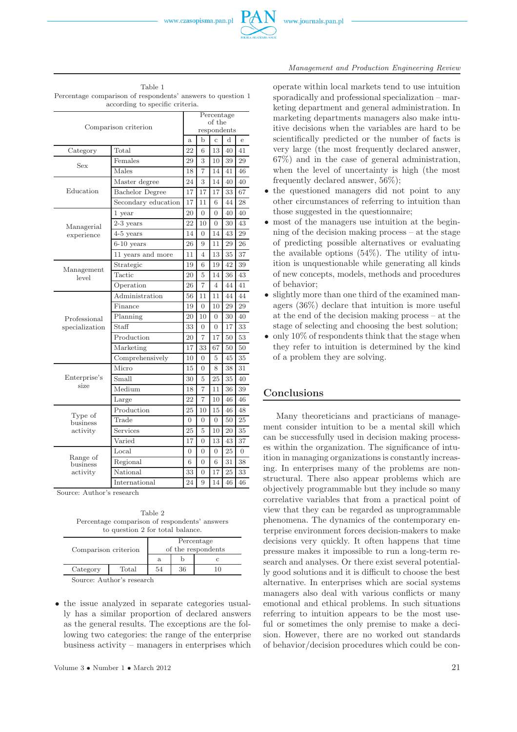Table 1
Percentage comparison of respondents' answers to question 1 according to specific criteria.

| Comparison criterion | | Percentage of the respondents | | | | |
|---|---|---|---|---|---|---|
| | | a | b | c | d | e |
| Category | Total | 22 | 6 | 13 | 40 | 41 |
| Sex | Females | 29 | 3 | 10 | 39 | 29 |
| | Males | 18 | 7 | 14 | 41 | 46 |
| Education | Master degree | 24 | 3 | 14 | 40 | 40 |
| | Bachelor Degree | 17 | 17 | 17 | 33 | 67 |
| | Secondary education | 17 | 11 | 6 | 44 | 28 |
| Managerial experience | 1 year | 20 | 0 | 0 | 40 | 40 |
| | 2-3 years | 22 | 10 | 0 | 30 | 43 |
| | 4-5 years | 14 | 0 | 14 | 43 | 29 |
| | 6-10 years | 26 | 9 | 11 | 29 | 26 |
| | 11 years and more | 11 | 4 | 13 | 35 | 37 |
| Management level | Strategic | 19 | 6 | 19 | 42 | 39 |
| | Tactic | 20 | 5 | 14 | 36 | 43 |
| | Operation | 26 | 7 | 4 | 44 | 41 |
| Professional specialization | Administration | 56 | 11 | 11 | 44 | 44 |
| | Finance | 19 | 0 | 10 | 29 | 29 |
| | Planning | 20 | 10 | 0 | 30 | 40 |
| | Staff | 33 | 0 | 0 | 17 | 33 |
| | Production | 20 | 7 | 17 | 50 | 53 |
| | Marketing | 17 | 33 | 67 | 50 | 50 |
| | Comprehensively | 10 | 0 | 5 | 45 | 35 |
| Enterprise's size | Micro | 15 | 0 | 8 | 38 | 31 |
| | Small | 30 | 5 | 25 | 35 | 40 |
| | Medium | 18 | 7 | 11 | 36 | 39 |
| | Large | 22 | 7 | 10 | 46 | 46 |
| Type of business activity | Production | 25 | 10 | 15 | 46 | 48 |
| | Trade | 0 | 0 | 0 | 50 | 25 |
| | Services | 25 | 5 | 10 | 20 | 35 |
| | Varied | 17 | 0 | 13 | 43 | 37 |
| Range of business activity | Local | 0 | 0 | 0 | 25 | 0 |
| | Regional | 6 | 0 | 6 | 31 | 38 |
| | National | 33 | 0 | 17 | 25 | 33 |
| | International | 24 | 9 | 14 | 46 | 46 |

Source: Author's research

Table 2
Percentage comparison of respondents' answers to question 2 for total balance.

| Comparison criterion | | Percentage of the respondents | | |
|---|---|---|---|---|
| | | a | b | c |
| Category | Total | 54 | 36 | 10 |

Source: Author's research

- the issue analyzed in separate categories usually has a similar proportion of declared answers as the general results. The exceptions are the following two categories: the range of the enterprise business activity – managers in enterprises which operate within local markets tend to use intuition sporadically and professional specialization – marketing department and general administration. In marketing departments managers also make intuitive decisions when the variables are hard to be scientifically predicted or the number of facts is very large (the most frequently declared answer, 67%) and in the case of general administration, when the level of uncertainty is high (the most frequently declared answer, 56%);
- the questioned managers did not point to any other circumstances of referring to intuition than those suggested in the questionnaire;
- most of the managers use intuition at the beginning of the decision making process – at the stage of predicting possible alternatives or evaluating the available options (54%). The utility of intuition is unquestionable while generating all kinds of new concepts, models, methods and procedures of behavior;
- slightly more than one third of the examined managers (36%) declare that intuition is more useful at the end of the decision making process – at the stage of selecting and choosing the best solution;
- only 10% of respondents think that the stage when they refer to intuition is determined by the kind of a problem they are solving.

## Conclusions

Many theoreticians and practicians of management consider intuition to be a mental skill which can be successfully used in decision making processes within the organization. The significance of intuition in managing organizations is constantly increasing. In enterprises many of the problems are non-structural. There also appear problems which are objectively programmable but they include so many correlative variables that from a practical point of view that they can be regarded as unprogrammable phenomena. The dynamics of the contemporary enterprise environment forces decision-makers to make decisions very quickly. It often happens that time pressure makes it impossible to run a long-term research and analyses. Or there exist several potentially good solutions and it is difficult to choose the best alternative. In enterprises which are social systems managers also deal with various conflicts or many emotional and ethical problems. In such situations referring to intuition appears to be the most useful or sometimes the only premise to make a decision. However, there are no worked out standards of behavior/decision procedures which could be con-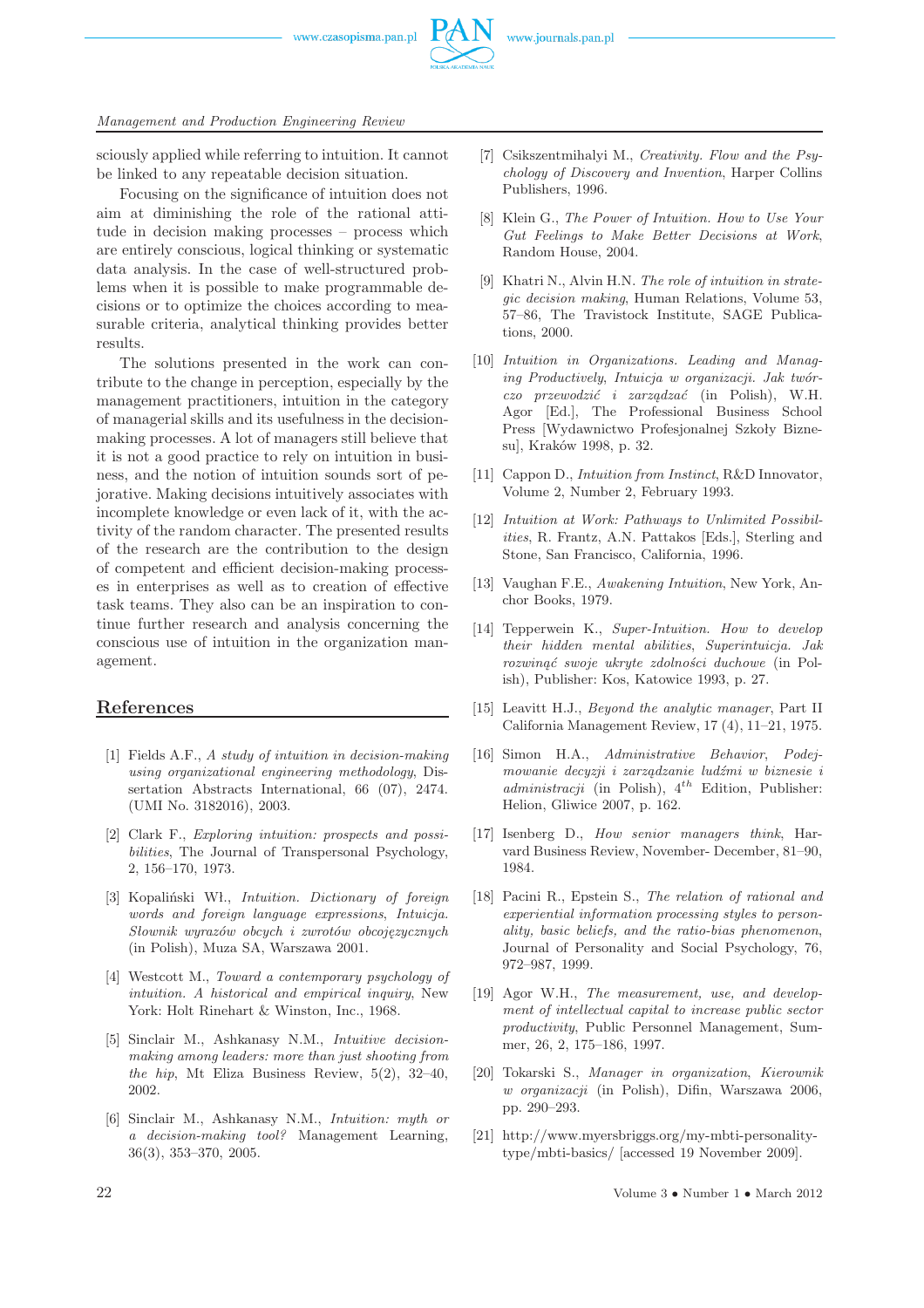sciously applied while referring to intuition. It cannot be linked to any repeatable decision situation.

Focusing on the significance of intuition does not aim at diminishing the role of the rational attitude in decision making processes – process which are entirely conscious, logical thinking or systematic data analysis. In the case of well-structured problems when it is possible to make programmable decisions or to optimize the choices according to measurable criteria, analytical thinking provides better results.

The solutions presented in the work can contribute to the change in perception, especially by the management practitioners, intuition in the category of managerial skills and its usefulness in the decision-making processes. A lot of managers still believe that it is not a good practice to rely on intuition in business, and the notion of intuition sounds sort of pejorative. Making decisions intuitively associates with incomplete knowledge or even lack of it, with the activity of the random character. The presented results of the research are the contribution to the design of competent and efficient decision-making processes in enterprises as well as to creation of effective task teams. They also can be an inspiration to continue further research and analysis concerning the conscious use of intuition in the organization management.

## References

[1] Fields A.F., *A study of intuition in decision-making using organizational engineering methodology*, Dissertation Abstracts International, 66 (07), 2474. (UMI No. 3182016), 2003.

[2] Clark F., *Exploring intuition: prospects and possibilities*, The Journal of Transpersonal Psychology, 2, 156–170, 1973.

[3] Kopaliński Wł., *Intuition. Dictionary of foreign words and foreign language expressions*, *Intuicja. Słownik wyrazów obcych i zwrotów obcojęzycznych* (in Polish), Muza SA, Warszawa 2001.

[4] Westcott M., *Toward a contemporary psychology of intuition. A historical and empirical inquiry*, New York: Holt Rinehart & Winston, Inc., 1968.

[5] Sinclair M., Ashkanasy N.M., *Intuitive decision-making among leaders: more than just shooting from the hip*, Mt Eliza Business Review, 5(2), 32–40, 2002.

[6] Sinclair M., Ashkanasy N.M., *Intuition: myth or a decision-making tool?* Management Learning, 36(3), 353–370, 2005.

[7] Csikszentmihalyi M., *Creativity. Flow and the Psychology of Discovery and Invention*, Harper Collins Publishers, 1996.

[8] Klein G., *The Power of Intuition. How to Use Your Gut Feelings to Make Better Decisions at Work*, Random House, 2004.

[9] Khatri N., Alvin H.N. *The role of intuition in strategic decision making*, Human Relations, Volume 53, 57–86, The Travistock Institute, SAGE Publications, 2000.

[10] *Intuition in Organizations. Leading and Managing Productively*, *Intuicja w organizacji. Jak twórczo przewodzić i zarządzać* (in Polish), W.H. Agor [Ed.], The Professional Business School Press [Wydawnictwo Profesjonalnej Szkoły Biznesu], Kraków 1998, p. 32.

[11] Cappon D., *Intuition from Instinct*, R&D Innovator, Volume 2, Number 2, February 1993.

[12] *Intuition at Work: Pathways to Unlimited Possibilities*, R. Frantz, A.N. Pattakos [Eds.], Sterling and Stone, San Francisco, California, 1996.

[13] Vaughan F.E., *Awakening Intuition*, New York, Anchor Books, 1979.

[14] Tepperwein K., *Super-Intuition. How to develop their hidden mental abilities*, *Superintuicja. Jak rozwinąć swoje ukryte zdolności duchowe* (in Polish), Publisher: Kos, Katowice 1993, p. 27.

[15] Leavitt H.J., *Beyond the analytic manager*, Part II California Management Review, 17 (4), 11–21, 1975.

[16] Simon H.A., *Administrative Behavior*, *Podejmowanie decyzji i zarządzanie ludźmi w biznesie i administracji* (in Polish), $4^{th}$ Edition, Publisher: Helion, Gliwice 2007, p. 162.

[17] Isenberg D., *How senior managers think*, Harvard Business Review, November- December, 81–90, 1984.

[18] Pacini R., Epstein S., *The relation of rational and experiential information processing styles to personality, basic beliefs, and the ratio-bias phenomenon*, Journal of Personality and Social Psychology, 76, 972–987, 1999.

[19] Agor W.H., *The measurement, use, and development of intellectual capital to increase public sector productivity*, Public Personnel Management, Summer, 26, 2, 175–186, 1997.

[20] Tokarski S., *Manager in organization*, *Kierownik w organizacji* (in Polish), Difin, Warszawa 2006, pp. 290–293.

[21] http://www.myersbriggs.org/my-mbti-personality-type/mbti-basics/ [accessed 19 November 2009].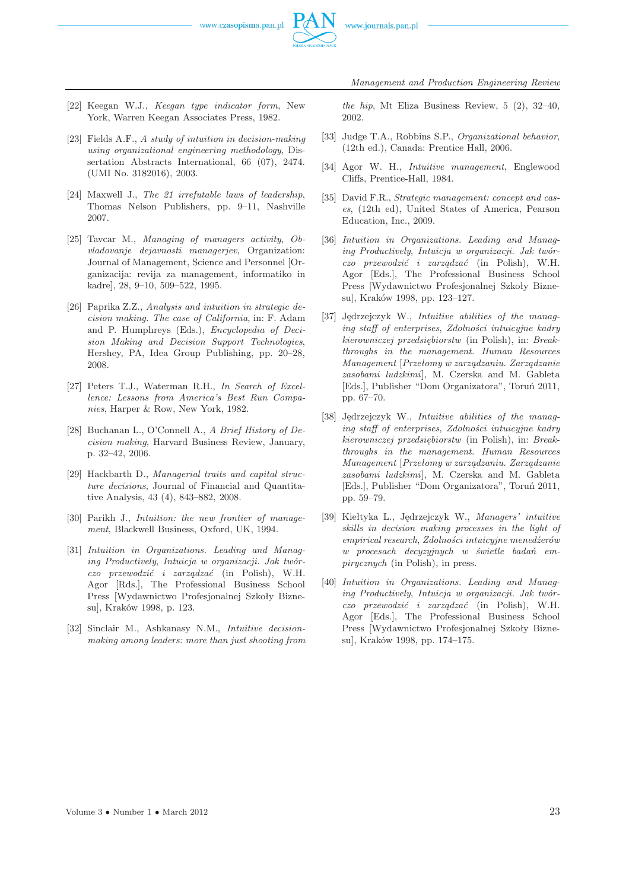[22] Keegan W.J., *Keegan type indicator form*, New York, Warren Keegan Associates Press, 1982.

[23] Fields A.F., *A study of intuition in decision-making using organizational engineering methodology*, Dissertation Abstracts International, 66 (07), 2474. (UMI No. 3182016), 2003.

[24] Maxwell J., *The 21 irrefutable laws of leadership*, Thomas Nelson Publishers, pp. 9–11, Nashville 2007.

[25] Tavcar M., *Managing of managers activity*, *Obvladovanje dejavnosti managerjev*, Organization: Journal of Management, Science and Personnel [Organizacija: revija za management, informatiko in kadre], 28, 9–10, 509–522, 1995.

[26] Paprika Z.Z., *Analysis and intuition in strategic decision making. The case of California*, in: F. Adam and P. Humphreys (Eds.), *Encyclopedia of Decision Making and Decision Support Technologies*, Hershey, PA, Idea Group Publishing, pp. 20–28, 2008.

[27] Peters T.J., Waterman R.H., *In Search of Excellence: Lessons from America's Best Run Companies*, Harper & Row, New York, 1982.

[28] Buchanan L., O'Connell A., *A Brief History of Decision making*, Harvard Business Review, January, p. 32–42, 2006.

[29] Hackbarth D., *Managerial traits and capital structure decisions*, Journal of Financial and Quantitative Analysis, 43 (4), 843–882, 2008.

[30] Parikh J., *Intuition: the new frontier of management*, Blackwell Business, Oxford, UK, 1994.

[31] *Intuition in Organizations. Leading and Managing Productively*, *Intuicja w organizacji. Jak twórczo przewodzić i zarządzać* (in Polish), W.H. Agor [Rds.], The Professional Business School Press [Wydawnictwo Profesjonalnej Szkoły Biznesu], Kraków 1998, p. 123.

[32] Sinclair M., Ashkanasy N.M., *Intuitive decision-making among leaders: more than just shooting from the hip*, Mt Eliza Business Review, 5 (2), 32–40, 2002.

[33] Judge T.A., Robbins S.P., *Organizational behavior*, (12th ed.), Canada: Prentice Hall, 2006.

[34] Agor W. H., *Intuitive management*, Englewood Cliffs, Prentice-Hall, 1984.

[35] David F.R., *Strategic management: concept and cases*, (12th ed), United States of America, Pearson Education, Inc., 2009.

[36] *Intuition in Organizations. Leading and Managing Productively*, *Intuicja w organizacji. Jak twórczo przewodzić i zarządzać* (in Polish), W.H. Agor [Eds.], The Professional Business School Press [Wydawnictwo Profesjonalnej Szkoły Biznesu], Kraków 1998, pp. 123–127.

[37] Jędrzejczyk W., *Intuitive abilities of the managing staff of enterprises*, *Zdolności intuicyjne kadry kierowniczej przedsiębiorstw* (in Polish), in: *Breakthroughs in the management. Human Resources Management* [*Przełomy w zarządzaniu. Zarządzanie zasobami ludzkimi*], M. Czerska and M. Gableta [Eds.], Publisher "Dom Organizatora", Toruń 2011, pp. 67–70.

[38] Jędrzejczyk W., *Intuitive abilities of the managing staff of enterprises*, *Zdolności intuicyjne kadry kierowniczej przedsiębiorstw* (in Polish), in: *Breakthroughs in the management. Human Resources Management* [*Przełomy w zarządzaniu. Zarządzanie zasobami ludzkimi*], M. Czerska and M. Gableta [Eds.], Publisher "Dom Organizatora", Toruń 2011, pp. 59–79.

[39] Kiełtyka L., Jędrzejczyk W., *Managers' intuitive skills in decision making processes in the light of empirical research*, *Zdolności intuicyjne menedżerów w procesach decyzyjnych w świetle badań empirycznych* (in Polish), in press.

[40] *Intuition in Organizations. Leading and Managing Productively*, *Intuicja w organizacji. Jak twórczo przewodzić i zarządzać* (in Polish), W.H. Agor [Eds.], The Professional Business School Press [Wydawnictwo Profesjonalnej Szkoły Biznesu], Kraków 1998, pp. 174–175.